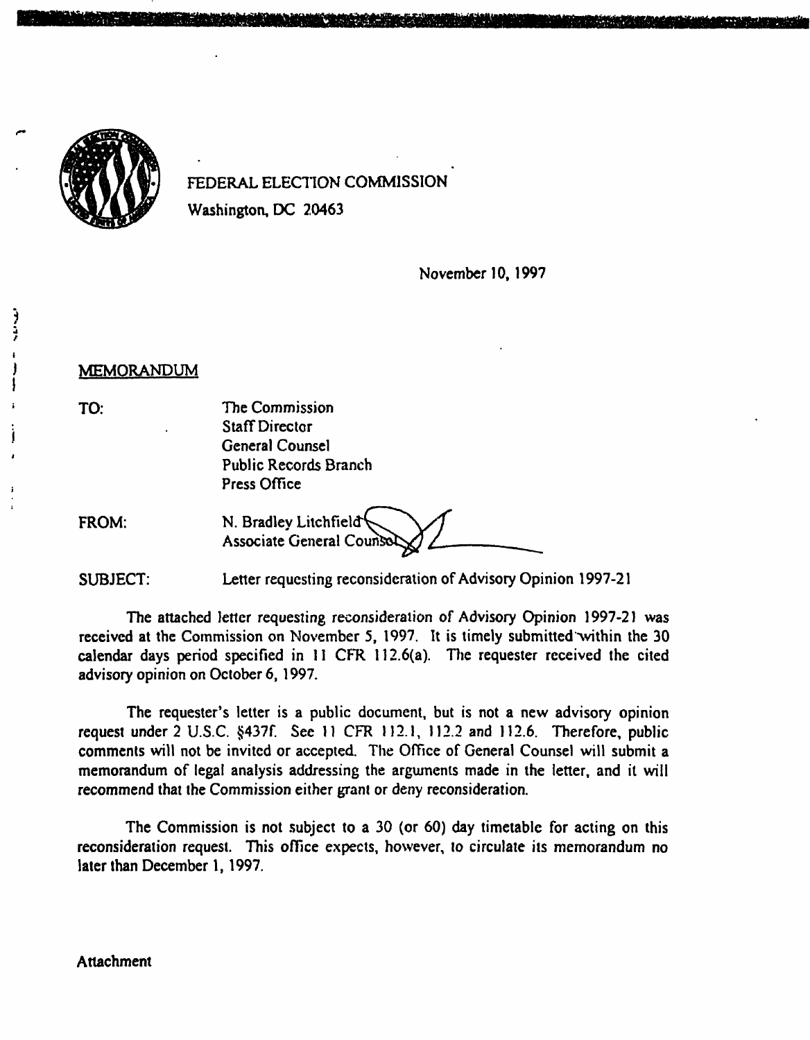FEDERAL ELECTION COMMISSION
Washington, DC 20463

November 10, 1997

MEMORANDUM

TO: The Commission
Staff Director
General Counsel
Public Records Branch
Press Office

FROM: N. Bradley Litchfield
Associate General Counsel

SUBJECT: Letter requesting reconsideration of Advisory Opinion 1997-21

The attached letter requesting reconsideration of Advisory Opinion 1997-21 was received at the Commission on November 5, 1997. It is timely submitted within the 30 calendar days period specified in 11 CFR 112.6(a). The requester received the cited advisory opinion on October 6, 1997.

The requester's letter is a public document, but is not a new advisory opinion request under 2 U.S.C. §437f. See 11 CFR 112.1, 112.2 and 112.6. Therefore, public comments will not be invited or accepted. The Office of General Counsel will submit a memorandum of legal analysis addressing the arguments made in the letter, and it will recommend that the Commission either grant or deny reconsideration.

The Commission is not subject to a 30 (or 60) day timetable for acting on this reconsideration request. This office expects, however, to circulate its memorandum no later than December 1, 1997.

Attachment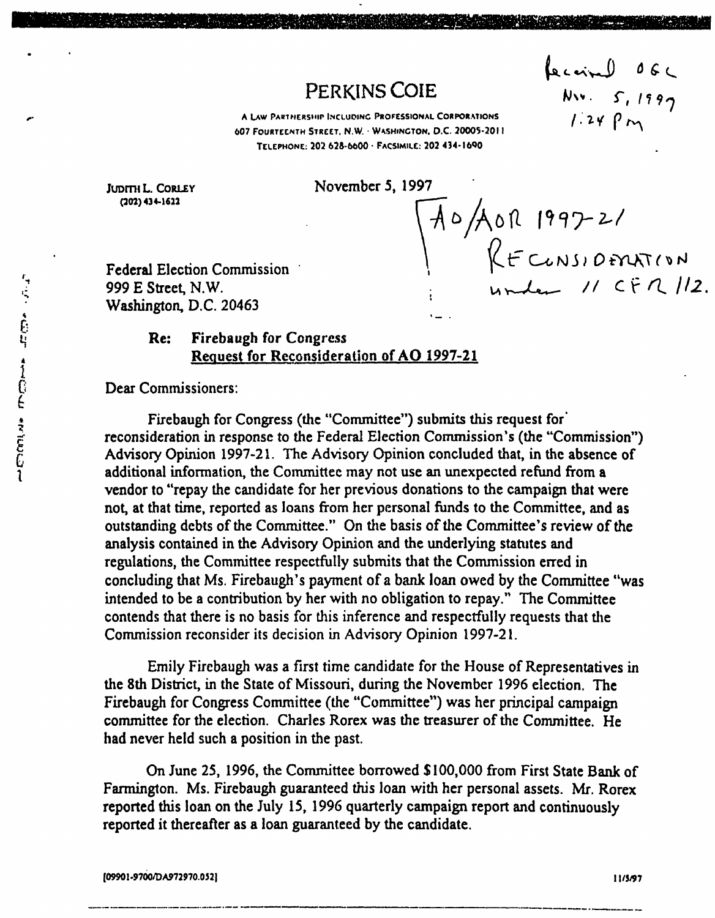# PERKINS COIE

A LAW PARTNERSHIP INCLUDING PROFESSIONAL CORPORATIONS
607 FOURTEENTH STREET, N.W. · WASHINGTON, D.C. 20005-2011
TELEPHONE: 202 628-6600 · FACSIMILE: 202 434-1690

Received OGC
Nov. 5, 1997
1:24 pm

JUDITH L. CORLEY
(202) 434-1622

November 5, 1997

AO/AOR 1997-21
RECONSIDERATION
under 11 CFR 112.

Federal Election Commission
999 E Street, N.W.
Washington, D.C. 20463

**Re: Firebaugh for Congress**
**Request for Reconsideration of AO 1997-21**

Dear Commissioners:

Firebaugh for Congress (the "Committee") submits this request for reconsideration in response to the Federal Election Commission's (the "Commission") Advisory Opinion 1997-21. The Advisory Opinion concluded that, in the absence of additional information, the Committee may not use an unexpected refund from a vendor to "repay the candidate for her previous donations to the campaign that were not, at that time, reported as loans from her personal funds to the Committee, and as outstanding debts of the Committee." On the basis of the Committee's review of the analysis contained in the Advisory Opinion and the underlying statutes and regulations, the Committee respectfully submits that the Commission erred in concluding that Ms. Firebaugh's payment of a bank loan owed by the Committee "was intended to be a contribution by her with no obligation to repay." The Committee contends that there is no basis for this inference and respectfully requests that the Commission reconsider its decision in Advisory Opinion 1997-21.

Emily Firebaugh was a first time candidate for the House of Representatives in the 8th District, in the State of Missouri, during the November 1996 election. The Firebaugh for Congress Committee (the "Committee") was her principal campaign committee for the election. Charles Rorex was the treasurer of the Committee. He had never held such a position in the past.

On June 25, 1996, the Committee borrowed $100,000 from First State Bank of Farmington. Ms. Firebaugh guaranteed this loan with her personal assets. Mr. Rorex reported this loan on the July 15, 1996 quarterly campaign report and continuously reported it thereafter as a loan guaranteed by the candidate.

[09901-9700/DA972970.052] 11/5/97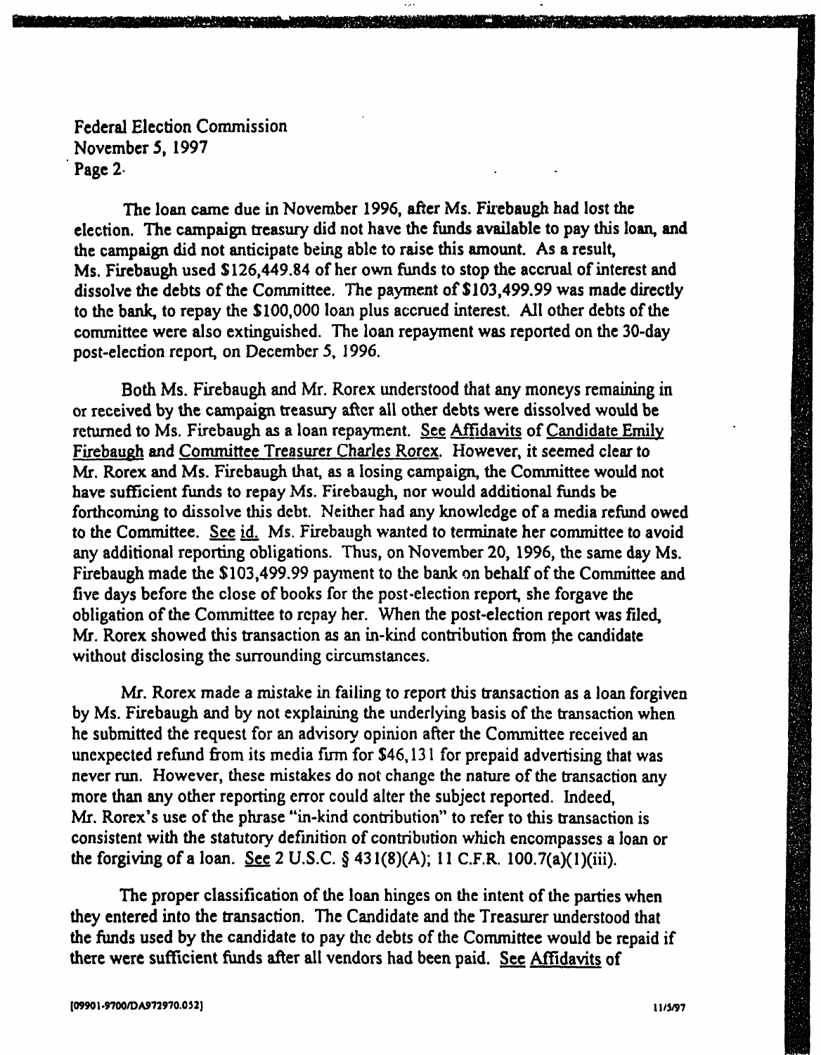The loan came due in November 1996, after Ms. Firebaugh had lost the election. The campaign treasury did not have the funds available to pay this loan, and the campaign did not anticipate being able to raise this amount. As a result, Ms. Firebaugh used $126,449.84 of her own funds to stop the accrual of interest and dissolve the debts of the Committee. The payment of $103,499.99 was made directly to the bank, to repay the $100,000 loan plus accrued interest. All other debts of the committee were also extinguished. The loan repayment was reported on the 30-day post-election report, on December 5, 1996.

Both Ms. Firebaugh and Mr. Rorex understood that any moneys remaining in or received by the campaign treasury after all other debts were dissolved would be returned to Ms. Firebaugh as a loan repayment. See Affidavits of Candidate Emily Firebaugh and Committee Treasurer Charles Rorex. However, it seemed clear to Mr. Rorex and Ms. Firebaugh that, as a losing campaign, the Committee would not have sufficient funds to repay Ms. Firebaugh, nor would additional funds be forthcoming to dissolve this debt. Neither had any knowledge of a media refund owed to the Committee. See id. Ms. Firebaugh wanted to terminate her committee to avoid any additional reporting obligations. Thus, on November 20, 1996, the same day Ms. Firebaugh made the $103,499.99 payment to the bank on behalf of the Committee and five days before the close of books for the post-election report, she forgave the obligation of the Committee to repay her. When the post-election report was filed, Mr. Rorex showed this transaction as an in-kind contribution from the candidate without disclosing the surrounding circumstances.

Mr. Rorex made a mistake in failing to report this transaction as a loan forgiven by Ms. Firebaugh and by not explaining the underlying basis of the transaction when he submitted the request for an advisory opinion after the Committee received an unexpected refund from its media firm for $46,131 for prepaid advertising that was never run. However, these mistakes do not change the nature of the transaction any more than any other reporting error could alter the subject reported. Indeed, Mr. Rorex's use of the phrase "in-kind contribution" to refer to this transaction is consistent with the statutory definition of contribution which encompasses a loan or the forgiving of a loan. See 2 U.S.C. § 431(8)(A); 11 C.F.R. 100.7(a)(1)(iii).

The proper classification of the loan hinges on the intent of the parties when they entered into the transaction. The Candidate and the Treasurer understood that the funds used by the candidate to pay the debts of the Committee would be repaid if there were sufficient funds after all vendors had been paid. See Affidavits of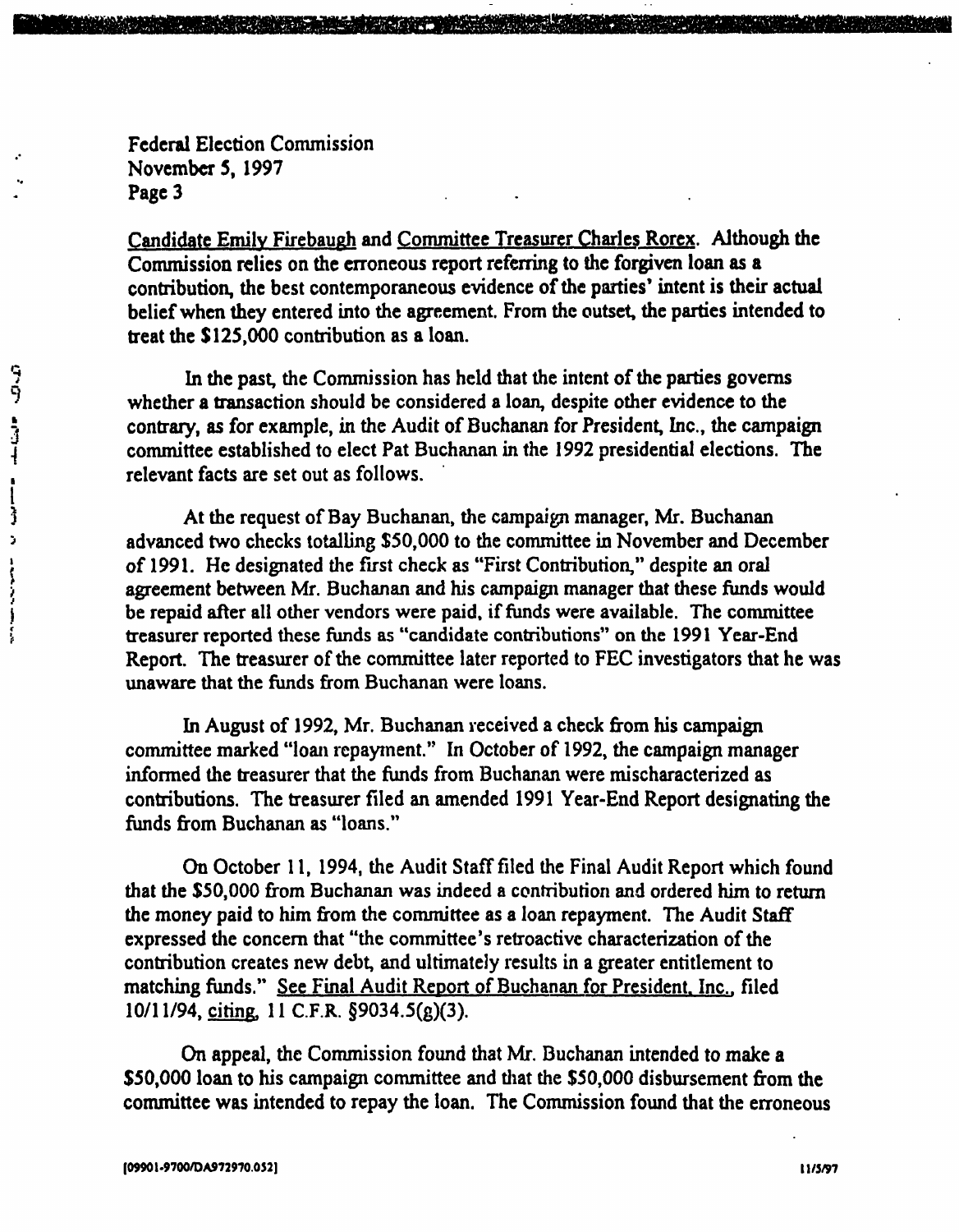Candidate Emily Firebaugh and Committee Treasurer Charles Rorex. Although the Commission relies on the erroneous report referring to the forgiven loan as a contribution, the best contemporaneous evidence of the parties' intent is their actual belief when they entered into the agreement. From the outset, the parties intended to treat the $125,000 contribution as a loan.

In the past, the Commission has held that the intent of the parties governs whether a transaction should be considered a loan, despite other evidence to the contrary, as for example, in the Audit of Buchanan for President, Inc., the campaign committee established to elect Pat Buchanan in the 1992 presidential elections. The relevant facts are set out as follows.

At the request of Bay Buchanan, the campaign manager, Mr. Buchanan advanced two checks totalling $50,000 to the committee in November and December of 1991. He designated the first check as "First Contribution," despite an oral agreement between Mr. Buchanan and his campaign manager that these funds would be repaid after all other vendors were paid, if funds were available. The committee treasurer reported these funds as "candidate contributions" on the 1991 Year-End Report. The treasurer of the committee later reported to FEC investigators that he was unaware that the funds from Buchanan were loans.

In August of 1992, Mr. Buchanan received a check from his campaign committee marked "loan repayment." In October of 1992, the campaign manager informed the treasurer that the funds from Buchanan were mischaracterized as contributions. The treasurer filed an amended 1991 Year-End Report designating the funds from Buchanan as "loans."

On October 11, 1994, the Audit Staff filed the Final Audit Report which found that the $50,000 from Buchanan was indeed a contribution and ordered him to return the money paid to him from the committee as a loan repayment. The Audit Staff expressed the concern that "the committee's retroactive characterization of the contribution creates new debt, and ultimately results in a greater entitlement to matching funds." See Final Audit Report of Buchanan for President, Inc., filed 10/11/94, citing, 11 C.F.R. §9034.5(g)(3).

On appeal, the Commission found that Mr. Buchanan intended to make a $50,000 loan to his campaign committee and that the $50,000 disbursement from the committee was intended to repay the loan. The Commission found that the erroneous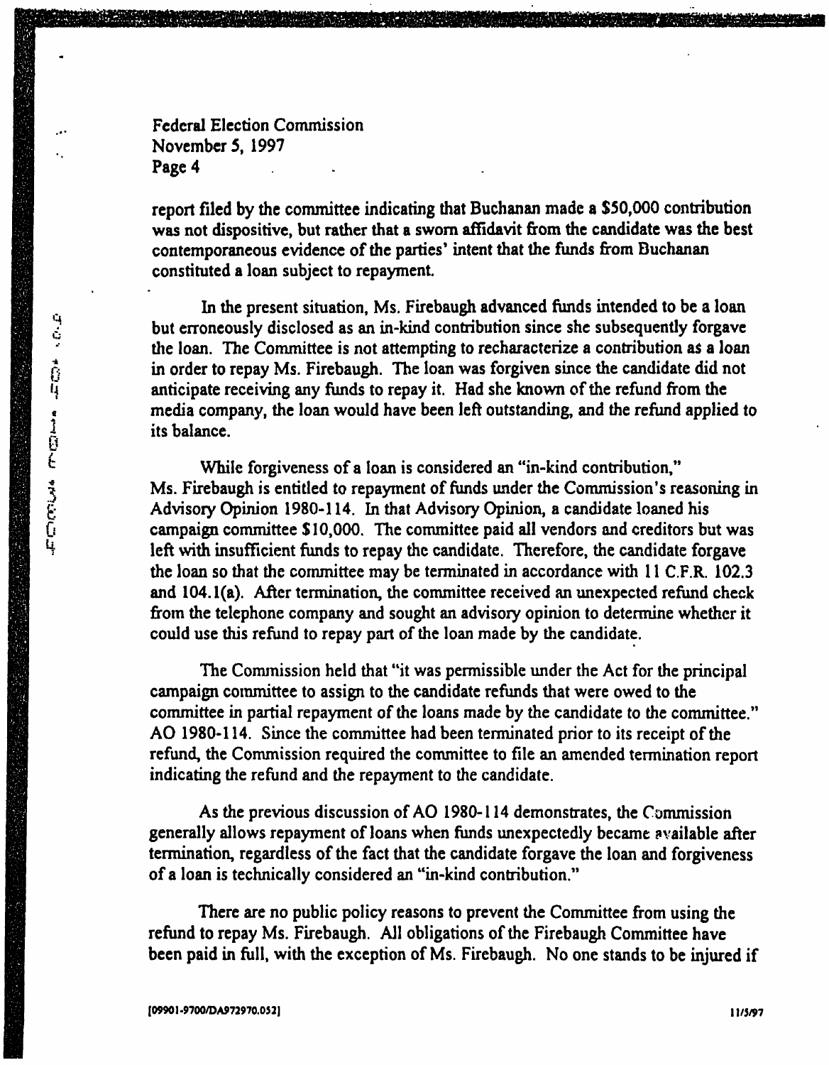report filed by the committee indicating that Buchanan made a $50,000 contribution was not dispositive, but rather that a sworn affidavit from the candidate was the best contemporaneous evidence of the parties' intent that the funds from Buchanan constituted a loan subject to repayment.

In the present situation, Ms. Firebaugh advanced funds intended to be a loan but erroneously disclosed as an in-kind contribution since she subsequently forgave the loan. The Committee is not attempting to recharacterize a contribution as a loan in order to repay Ms. Firebaugh. The loan was forgiven since the candidate did not anticipate receiving any funds to repay it. Had she known of the refund from the media company, the loan would have been left outstanding, and the refund applied to its balance.

While forgiveness of a loan is considered an "in-kind contribution," Ms. Firebaugh is entitled to repayment of funds under the Commission's reasoning in Advisory Opinion 1980-114. In that Advisory Opinion, a candidate loaned his campaign committee $10,000. The committee paid all vendors and creditors but was left with insufficient funds to repay the candidate. Therefore, the candidate forgave the loan so that the committee may be terminated in accordance with 11 C.F.R. 102.3 and 104.1(a). After termination, the committee received an unexpected refund check from the telephone company and sought an advisory opinion to determine whether it could use this refund to repay part of the loan made by the candidate.

The Commission held that "it was permissible under the Act for the principal campaign committee to assign to the candidate refunds that were owed to the committee in partial repayment of the loans made by the candidate to the committee." AO 1980-114. Since the committee had been terminated prior to its receipt of the refund, the Commission required the committee to file an amended termination report indicating the refund and the repayment to the candidate.

As the previous discussion of AO 1980-114 demonstrates, the Commission generally allows repayment of loans when funds unexpectedly became available after termination, regardless of the fact that the candidate forgave the loan and forgiveness of a loan is technically considered an "in-kind contribution."

There are no public policy reasons to prevent the Committee from using the refund to repay Ms. Firebaugh. All obligations of the Firebaugh Committee have been paid in full, with the exception of Ms. Firebaugh. No one stands to be injured if

[09901-9700/DA972970.052]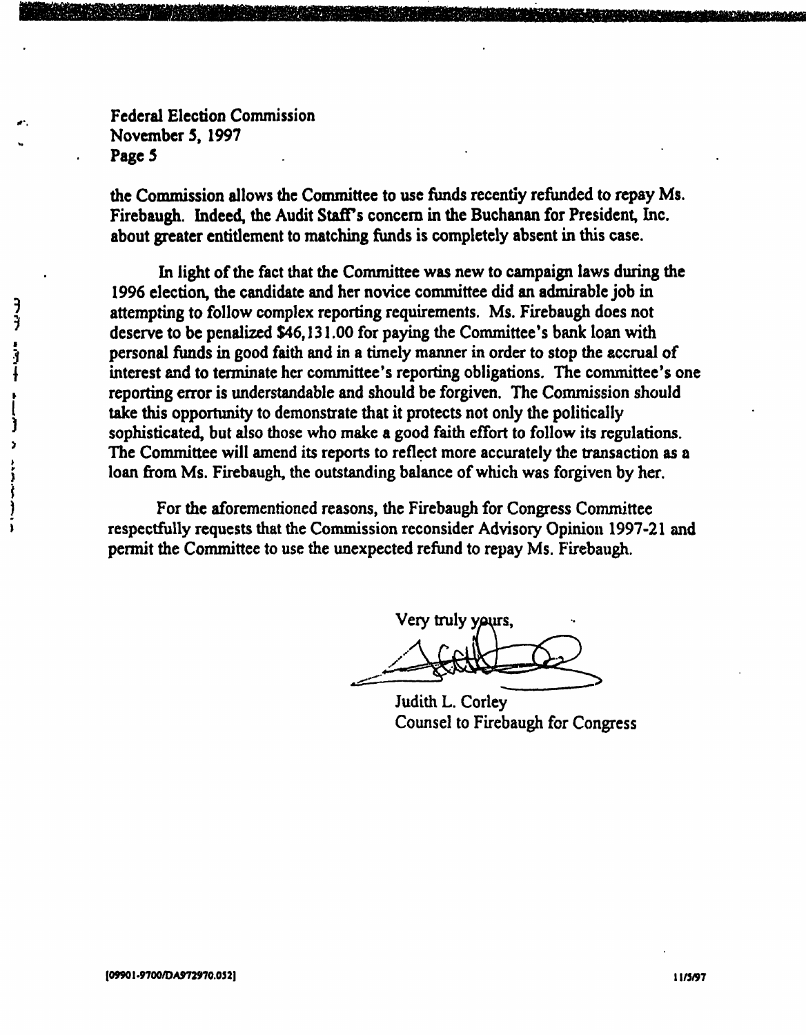the Commission allows the Committee to use funds recently refunded to repay Ms. Firebaugh. Indeed, the Audit Staff's concern in the Buchanan for President, Inc. about greater entitlement to matching funds is completely absent in this case.

In light of the fact that the Committee was new to campaign laws during the 1996 election, the candidate and her novice committee did an admirable job in attempting to follow complex reporting requirements. Ms. Firebaugh does not deserve to be penalized $46,131.00 for paying the Committee's bank loan with personal funds in good faith and in a timely manner in order to stop the accrual of interest and to terminate her committee's reporting obligations. The committee's one reporting error is understandable and should be forgiven. The Commission should take this opportunity to demonstrate that it protects not only the politically sophisticated, but also those who make a good faith effort to follow its regulations. The Committee will amend its reports to reflect more accurately the transaction as a loan from Ms. Firebaugh, the outstanding balance of which was forgiven by her.

For the aforementioned reasons, the Firebaugh for Congress Committee respectfully requests that the Commission reconsider Advisory Opinion 1997-21 and permit the Committee to use the unexpected refund to repay Ms. Firebaugh.

Very truly yours,

Judith L. Corley
Counsel to Firebaugh for Congress

[09901-9700/DA972970.052]

11/5/97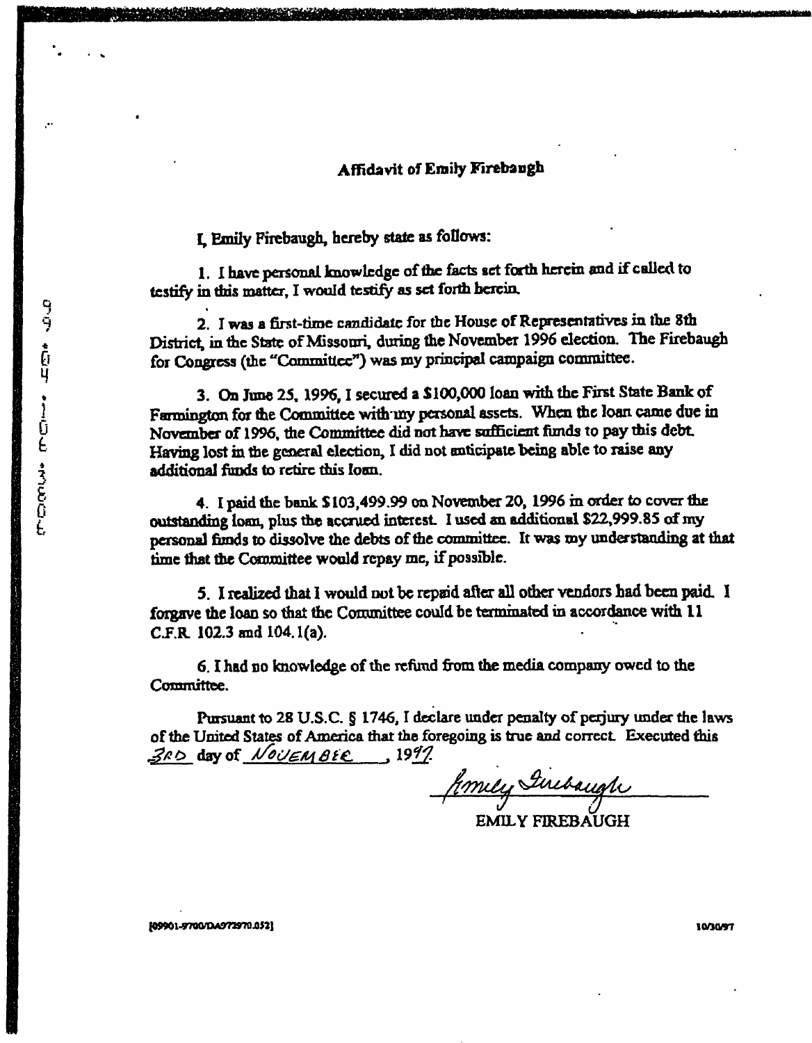## Affidavit of Emily Firebaugh

I, Emily Firebaugh, hereby state as follows:

1. I have personal knowledge of the facts set forth herein and if called to testify in this matter, I would testify as set forth herein.

2. I was a first-time candidate for the House of Representatives in the 8th District, in the State of Missouri, during the November 1996 election. The Firebaugh for Congress (the "Committee") was my principal campaign committee.

3. On June 25, 1996, I secured a $100,000 loan with the First State Bank of Farmington for the Committee with my personal assets. When the loan came due in November of 1996, the Committee did not have sufficient funds to pay this debt. Having lost in the general election, I did not anticipate being able to raise any additional funds to retire this loan.

4. I paid the bank $103,499.99 on November 20, 1996 in order to cover the outstanding loan, plus the accrued interest. I used an additional $22,999.85 of my personal funds to dissolve the debts of the committee. It was my understanding at that time that the Committee would repay me, if possible.

5. I realized that I would not be repaid after all other vendors had been paid. I forgave the loan so that the Committee could be terminated in accordance with 11 C.F.R. 102.3 and 104.1(a).

6. I had no knowledge of the refund from the media company owed to the Committee.

Pursuant to 28 U.S.C. § 1746, I declare under penalty of perjury under the laws of the United States of America that the foregoing is true and correct. Executed this 3RD day of NOVEMBER, 1997.

Emily Firebaugh

EMILY FIREBAUGH

[09901-9700/DA972970.052] 10/30/97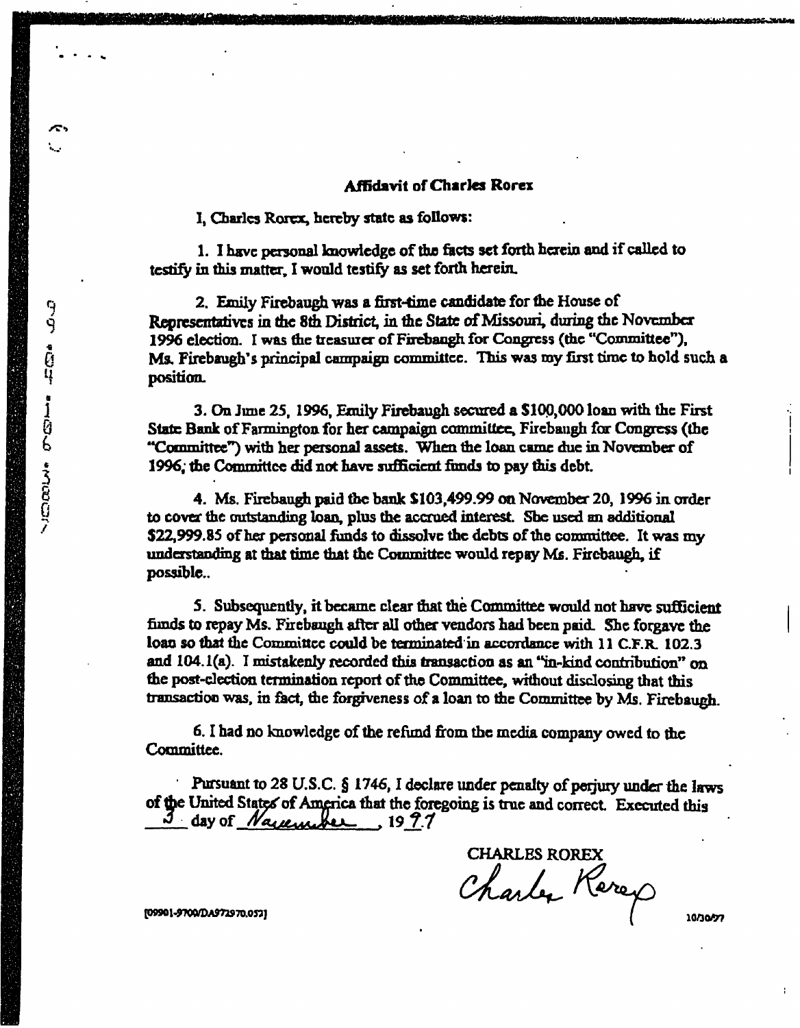## Affidavit of Charles Rorex

I, Charles Rorex, hereby state as follows:

1. I have personal knowledge of the facts set forth herein and if called to testify in this matter, I would testify as set forth herein.

2. Emily Firebaugh was a first-time candidate for the House of Representatives in the 8th District, in the State of Missouri, during the November 1996 election. I was the treasurer of Firebaugh for Congress (the "Committee"), Ms. Firebaugh's principal campaign committee. This was my first time to hold such a position.

3. On June 25, 1996, Emily Firebaugh secured a $100,000 loan with the First State Bank of Farmington for her campaign committee, Firebaugh for Congress (the "Committee") with her personal assets. When the loan came due in November of 1996, the Committee did not have sufficient funds to pay this debt.

4. Ms. Firebaugh paid the bank $103,499.99 on November 20, 1996 in order to cover the outstanding loan, plus the accrued interest. She used an additional $22,999.85 of her personal funds to dissolve the debts of the committee. It was my understanding at that time that the Committee would repay Ms. Firebaugh, if possible..

5. Subsequently, it became clear that the Committee would not have sufficient funds to repay Ms. Firebaugh after all other vendors had been paid. She forgave the loan so that the Committee could be terminated in accordance with 11 C.F.R. 102.3 and 104.1(a). I mistakenly recorded this transaction as an "in-kind contribution" on the post-election termination report of the Committee, without disclosing that this transaction was, in fact, the forgiveness of a loan to the Committee by Ms. Firebaugh.

6. I had no knowledge of the refund from the media company owed to the Committee.

Pursuant to 28 U.S.C. § 1746, I declare under penalty of perjury under the laws of the United States of America that the foregoing is true and correct. Executed this 3 day of November, 1997

CHARLES ROREX

Charles Rorex

[09901-9700/DA972970.057]

10/30/97